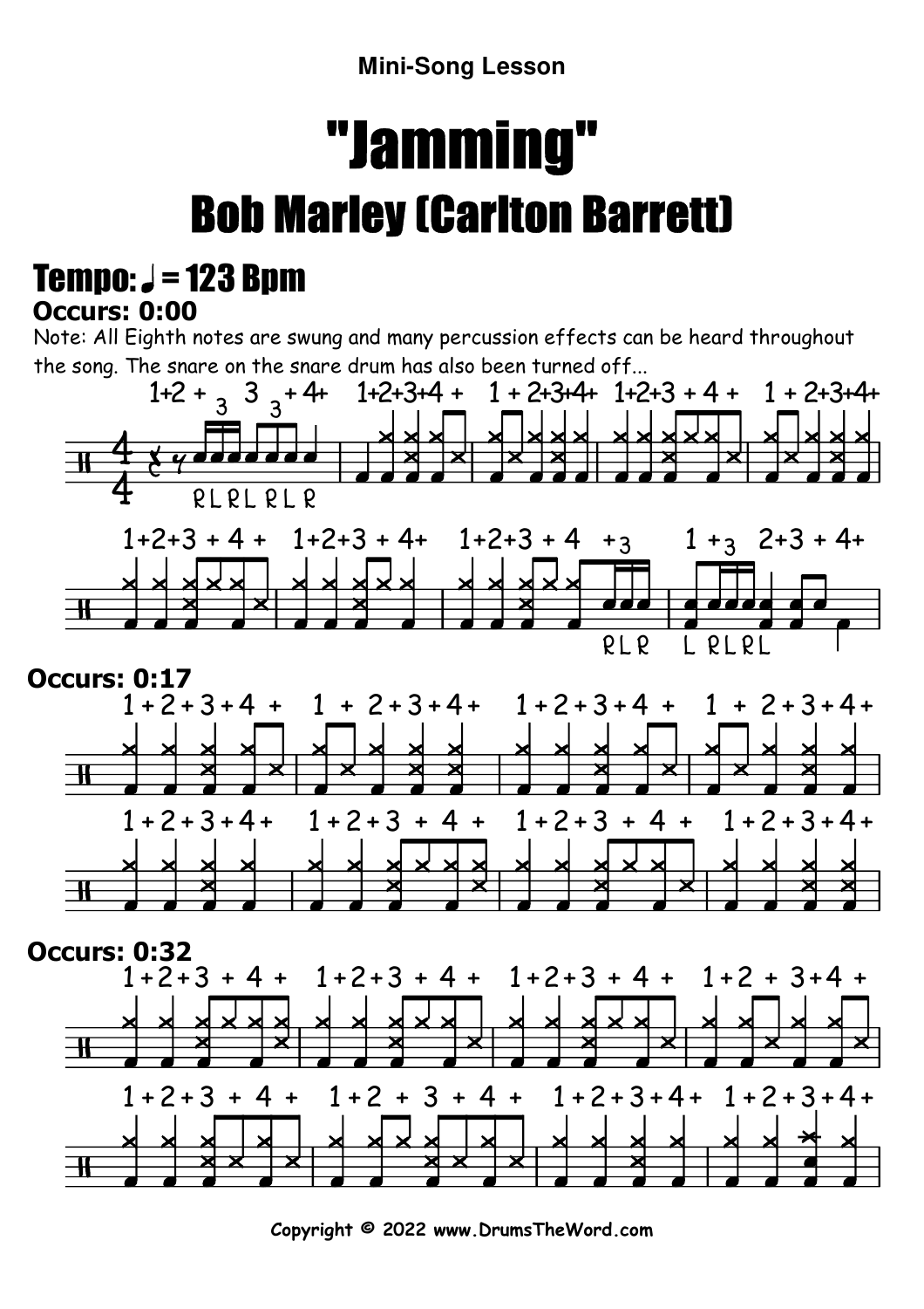Mini-Song Lesson

# "Jamming"

## Bob Marley (Carlton Barrett)

### Tempo: ♩ = 123 Bpm

**Occurs: 0:00**

Note: All Eighth notes are swung and many percussion effects can be heard throughout the song. The snare on the snare drum has also been turned off...

**Occurs: 0:17**

**Occurs: 0:32**

Copyright © 2022 www.DrumsTheWord.com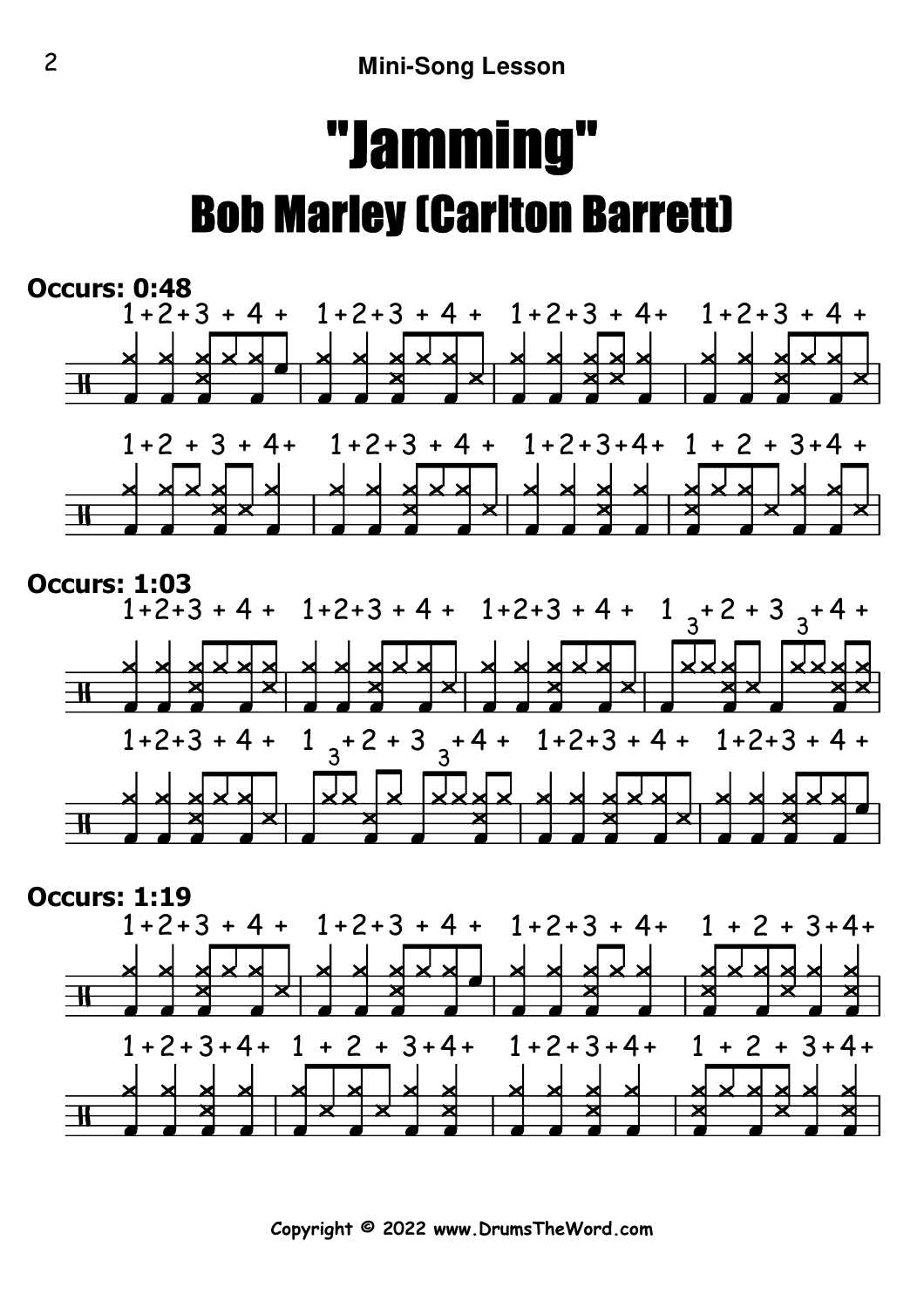## Mini-Song Lesson

# "Jamming"

## Bob Marley (Carlton Barrett)

**Occurs: 0:48**

1+2+3 + 4 + 1+2+3 + 4 + 1+2+3 + 4+ 1+2+3 + 4 +

1+2 + 3 + 4+ 1+2+3 + 4 + 1+2+3+4+ 1 + 2 + 3+4 +

**Occurs: 1:03**

1+2+3 + 4 + 1+2+3 + 4 + 1+2+3 + 4 + 1 3 + 2 + 3 3 + 4 +

1+2+3 + 4 + 1 3 + 2 + 3 3 + 4 + 1+2+3 + 4 + 1+2+3 + 4 +

**Occurs: 1:19**

1+2+3 + 4 + 1+2+3 + 4 + 1+2+3 + 4+ 1 + 2 + 3+4+

1+2+3+4+ 1 + 2 + 3+4+ 1+2+3+4+ 1 + 2 + 3+4+

Copyright © 2022 www.DrumsTheWord.com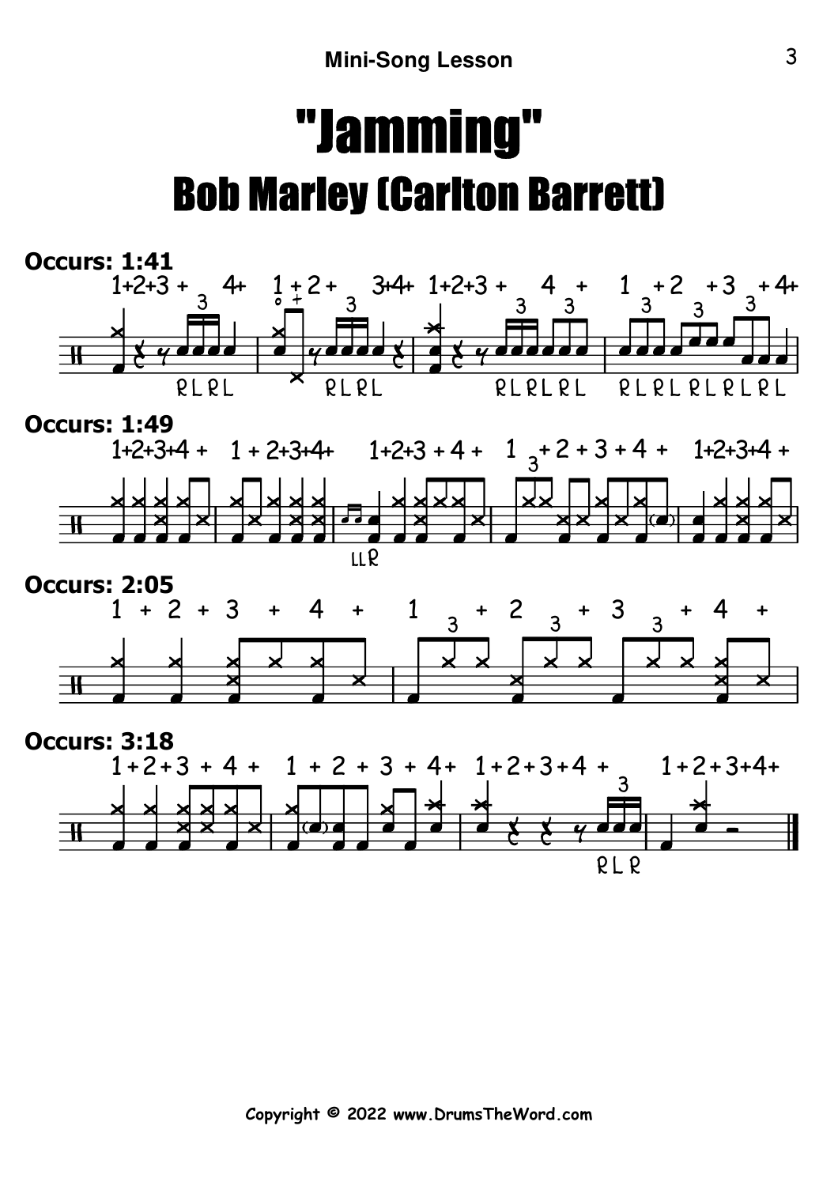Mini-Song Lesson

# "Jamming"

## Bob Marley (Carlton Barrett)

**Occurs: 1:41**

**Occurs: 1:49**

**Occurs: 2:05**

**Occurs: 3:18**

Copyright © 2022 www.DrumsTheWord.com